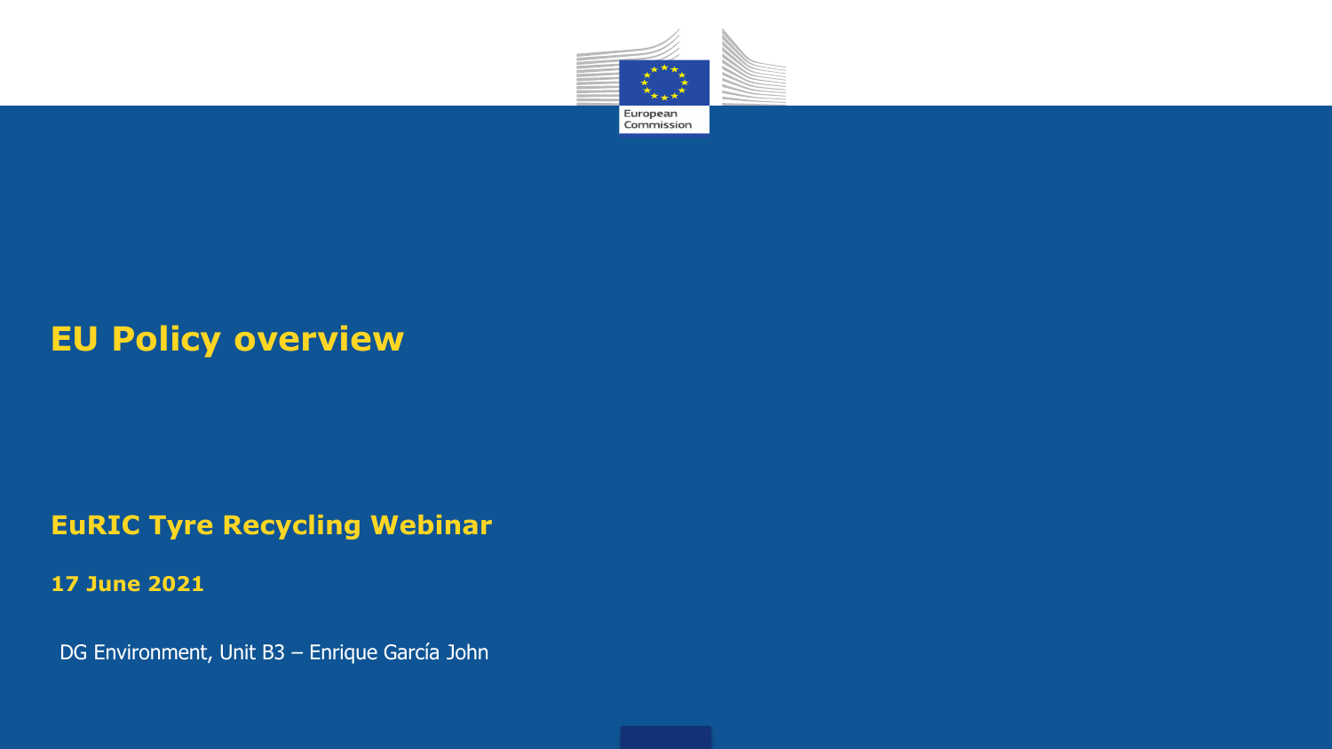# EU Policy overview

## EuRIC Tyre Recycling Webinar

**17 June 2021**

DG Environment, Unit B3 – Enrique García John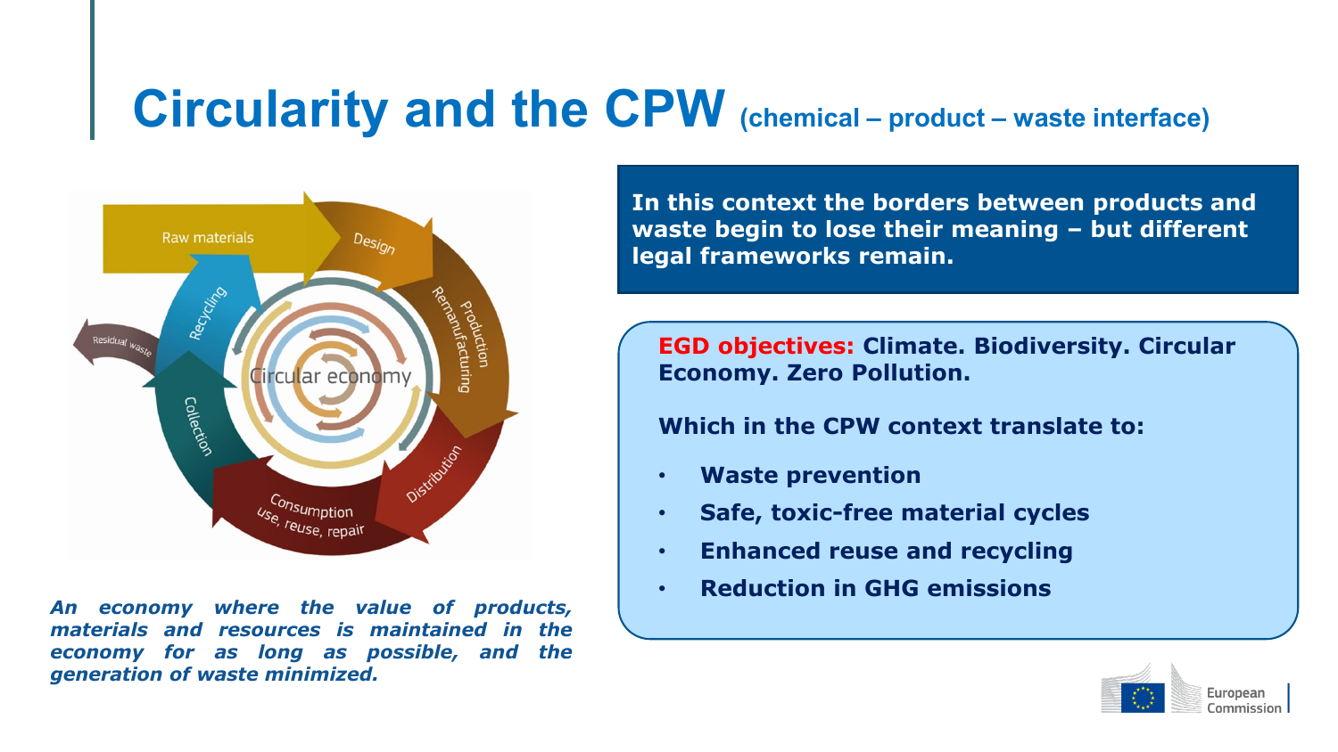# Circularity and the CPW (chemical – product – waste interface)

*An economy where the value of products, materials and resources is maintained in the economy for as long as possible, and the generation of waste minimized.*

**In this context the borders between products and waste begin to lose their meaning – but different legal frameworks remain.**

**EGD objectives: Climate. Biodiversity. Circular Economy. Zero Pollution.**

**Which in the CPW context translate to:**

- **Waste prevention**
- **Safe, toxic-free material cycles**
- **Enhanced reuse and recycling**
- **Reduction in GHG emissions**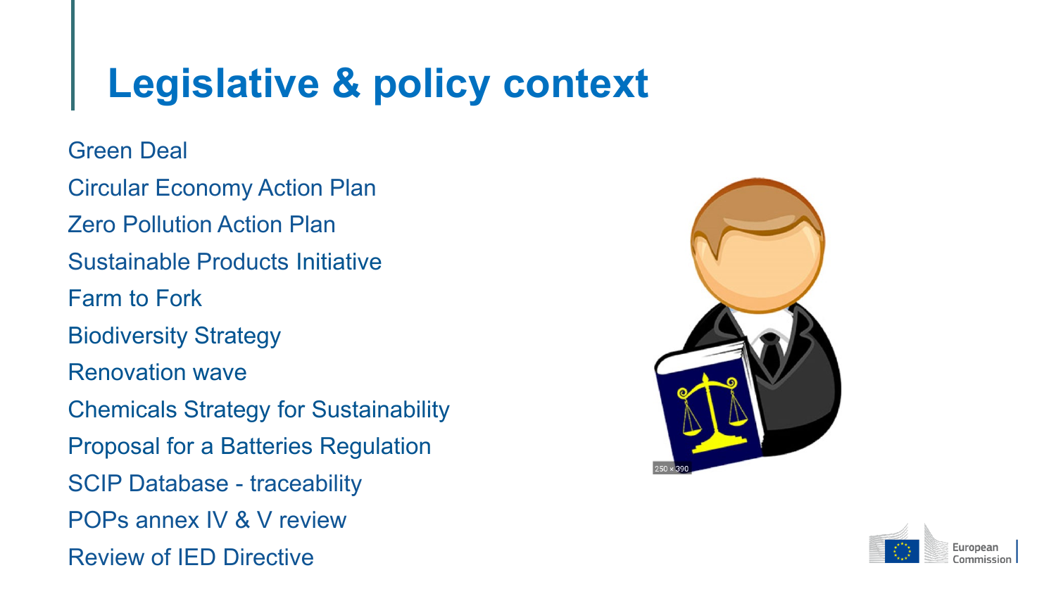# Legislative & policy context

Green Deal

Circular Economy Action Plan

Zero Pollution Action Plan

Sustainable Products Initiative

Farm to Fork

Biodiversity Strategy

Renovation wave

Chemicals Strategy for Sustainability

Proposal for a Batteries Regulation

SCIP Database - traceability

POPs annex IV & V review

Review of IED Directive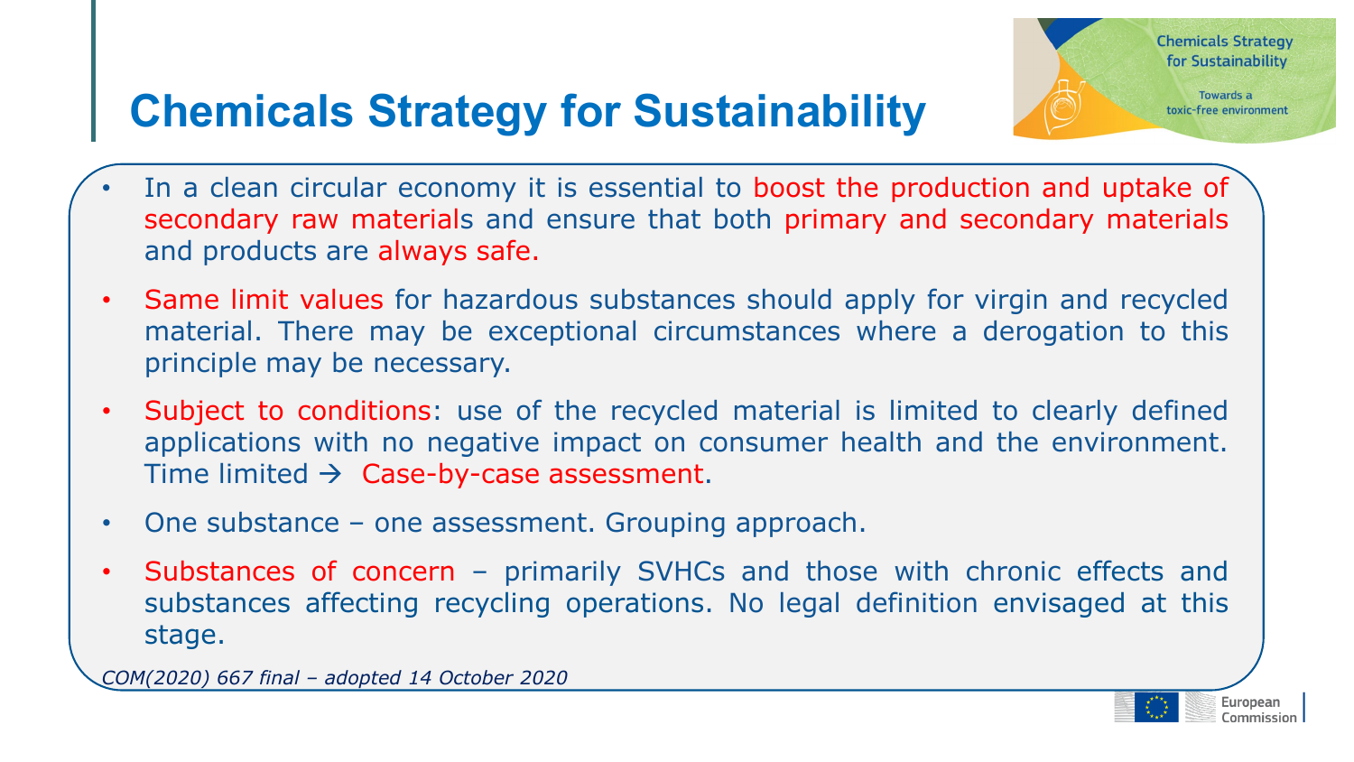# Chemicals Strategy for Sustainability

- In a clean circular economy it is essential to boost the production and uptake of secondary raw materials and ensure that both primary and secondary materials and products are always safe.
- Same limit values for hazardous substances should apply for virgin and recycled material. There may be exceptional circumstances where a derogation to this principle may be necessary.
- Subject to conditions: use of the recycled material is limited to clearly defined applications with no negative impact on consumer health and the environment. Time limited → Case-by-case assessment.
- One substance – one assessment. Grouping approach.
- Substances of concern – primarily SVHCs and those with chronic effects and substances affecting recycling operations. No legal definition envisaged at this stage.

*COM(2020) 667 final – adopted 14 October 2020*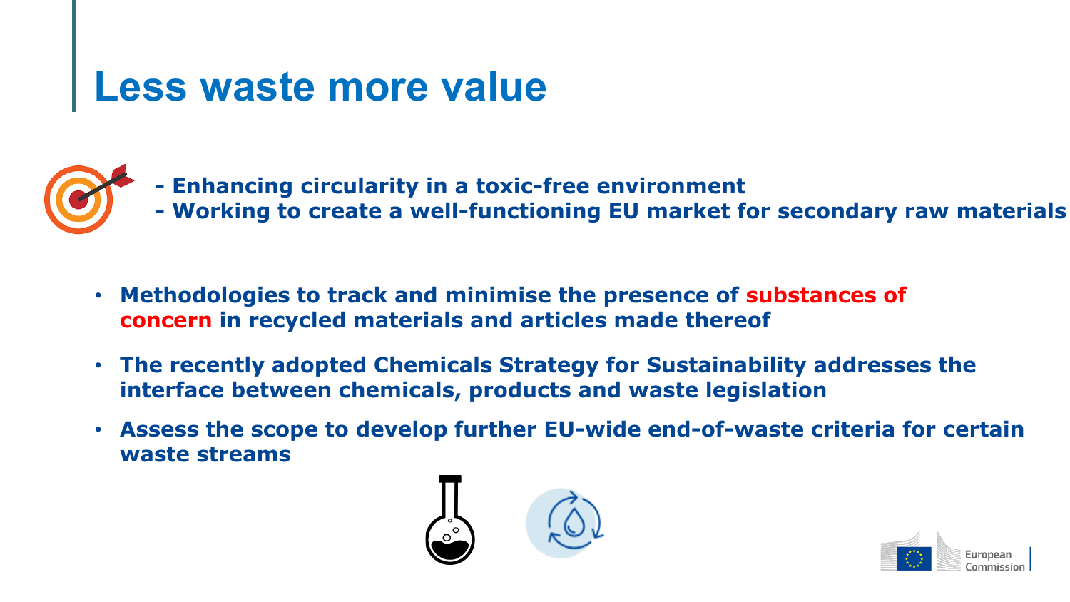# Less waste more value

**- Enhancing circularity in a toxic-free environment**
**- Working to create a well-functioning EU market for secondary raw materials**

- **Methodologies to track and minimise the presence of substances of concern in recycled materials and articles made thereof**
- **The recently adopted Chemicals Strategy for Sustainability addresses the interface between chemicals, products and waste legislation**
- **Assess the scope to develop further EU-wide end-of-waste criteria for certain waste streams**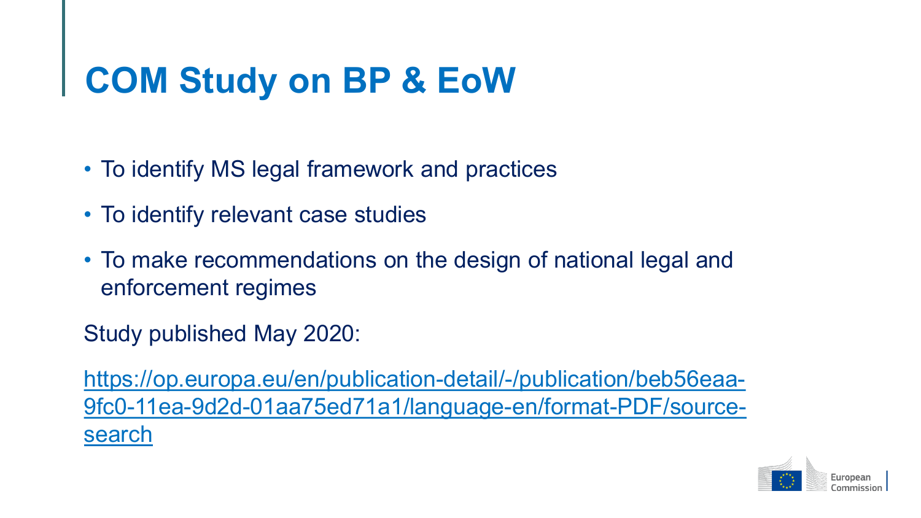# COM Study on BP & EoW

- To identify MS legal framework and practices
- To identify relevant case studies
- To make recommendations on the design of national legal and enforcement regimes

Study published May 2020:

[https://op.europa.eu/en/publication-detail/-/publication/beb56eaa-9fc0-11ea-9d2d-01aa75ed71a1/language-en/format-PDF/source-search](https://op.europa.eu/en/publication-detail/-/publication/beb56eaa-9fc0-11ea-9d2d-01aa75ed71a1/language-en/format-PDF/source-search)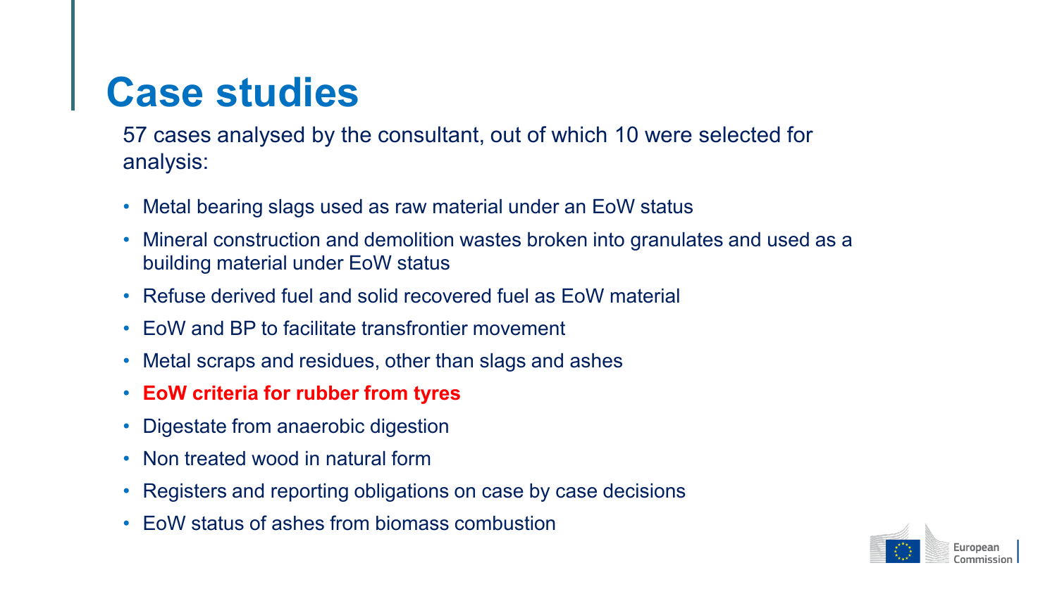# Case studies

57 cases analysed by the consultant, out of which 10 were selected for analysis:

- Metal bearing slags used as raw material under an EoW status
- Mineral construction and demolition wastes broken into granulates and used as a building material under EoW status
- Refuse derived fuel and solid recovered fuel as EoW material
- EoW and BP to facilitate transfrontier movement
- Metal scraps and residues, other than slags and ashes
- **EoW criteria for rubber from tyres**
- Digestate from anaerobic digestion
- Non treated wood in natural form
- Registers and reporting obligations on case by case decisions
- EoW status of ashes from biomass combustion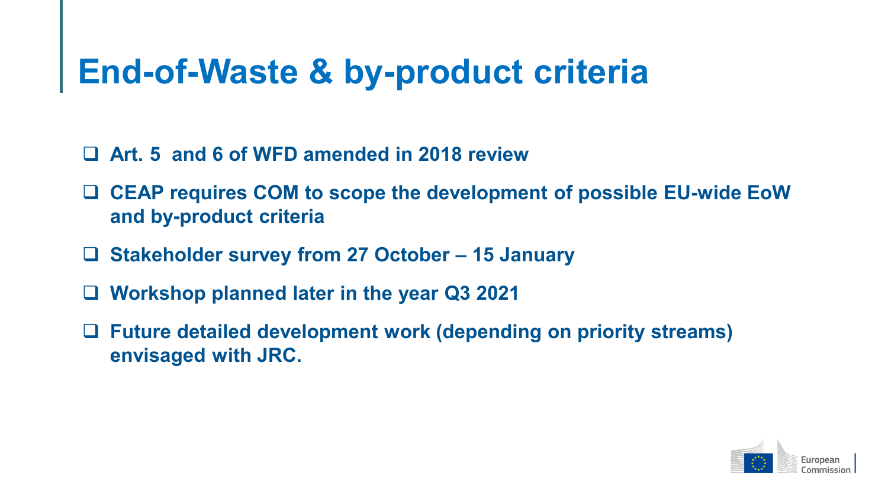# End-of-Waste & by-product criteria

- **Art. 5 and 6 of WFD amended in 2018 review**
- **CEAP requires COM to scope the development of possible EU-wide EoW and by-product criteria**
- **Stakeholder survey from 27 October – 15 January**
- **Workshop planned later in the year Q3 2021**
- **Future detailed development work (depending on priority streams) envisaged with JRC.**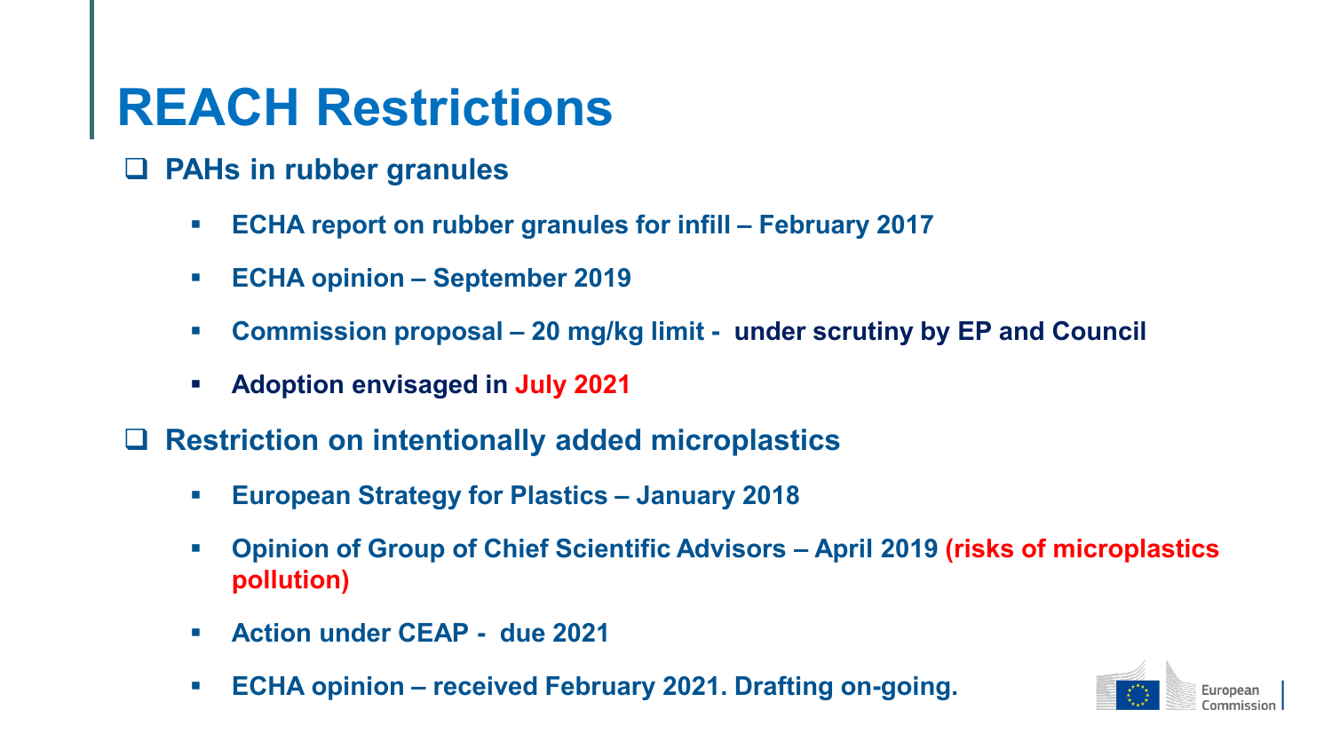# REACH Restrictions

- **PAHs in rubber granules**
  - **ECHA report on rubber granules for infill – February 2017**
  - **ECHA opinion – September 2019**
  - **Commission proposal – 20 mg/kg limit - under scrutiny by EP and Council**
  - **Adoption envisaged in July 2021**
- **Restriction on intentionally added microplastics**
  - **European Strategy for Plastics – January 2018**
  - **Opinion of Group of Chief Scientific Advisors – April 2019 (risks of microplastics pollution)**
  - **Action under CEAP - due 2021**
  - **ECHA opinion – received February 2021. Drafting on-going.**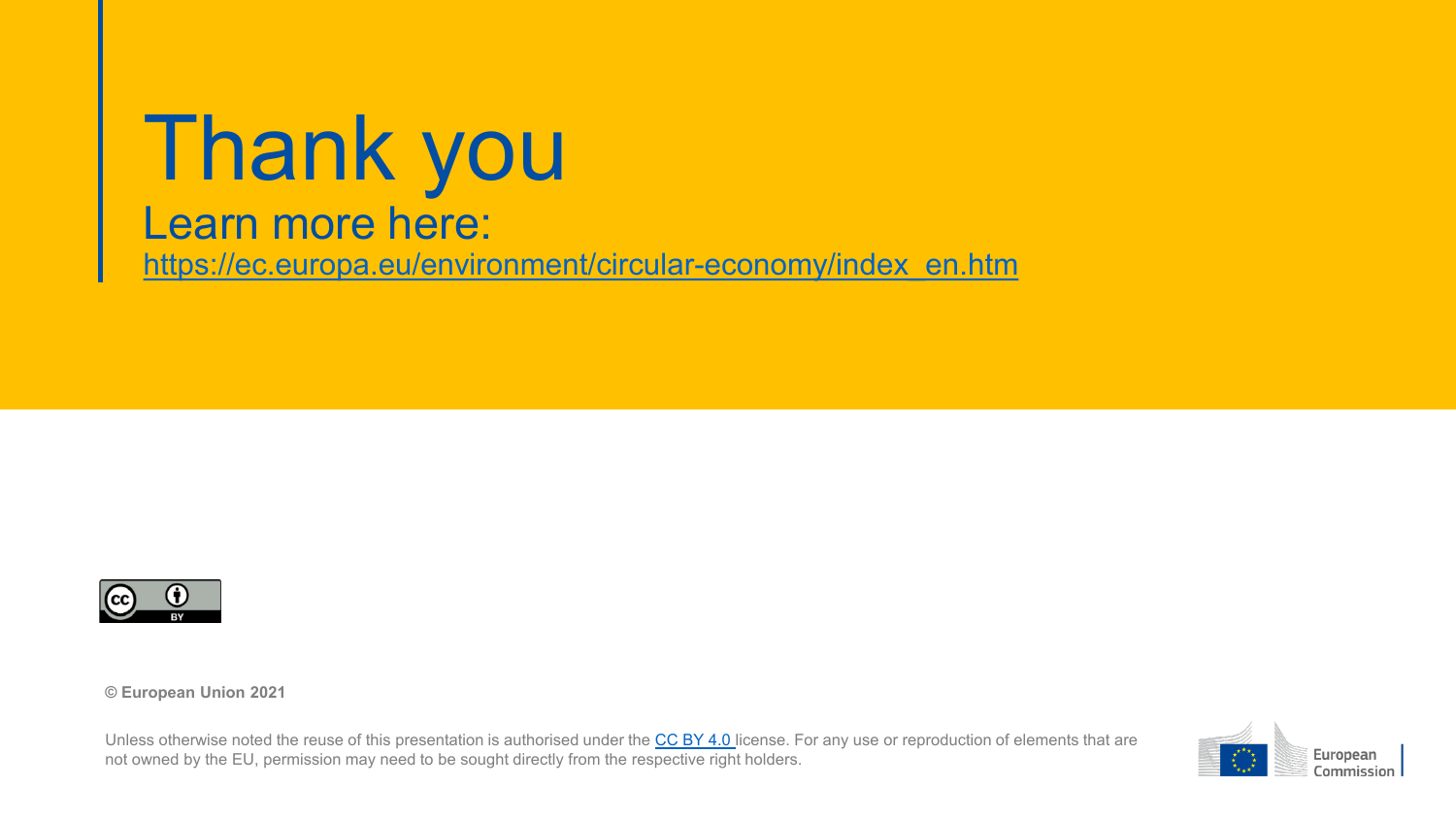# Thank you

## Learn more here:

https://ec.europa.eu/environment/circular-economy/index_en.htm

CC BY

**© European Union 2021**

Unless otherwise noted the reuse of this presentation is authorised under the CC BY 4.0 license. For any use or reproduction of elements that are not owned by the EU, permission may need to be sought directly from the respective right holders.

European Commission